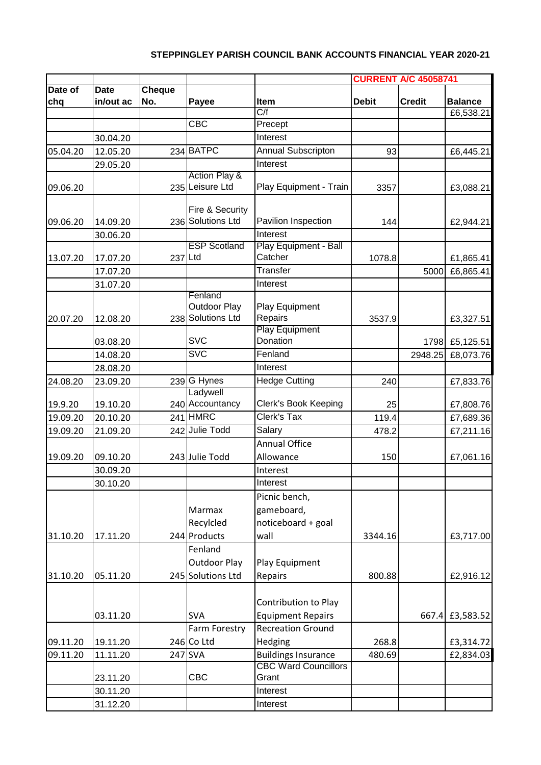**STEPPINGLEY PARISH COUNCIL BANK ACCOUNTS FINANCIAL YEAR 2020-21**

| | | | | | CURRENT A/C 45058741 | | |
|---|---|---|---|---|---|---|---|
| Date of chq | Date in/out ac | Cheque No. | Payee | Item | Debit | Credit | Balance |
| | | | | C/f | | | £6,538.21 |
| | | | CBC | Precept | | | |
| | 30.04.20 | | | Interest | | | |
| 05.04.20 | 12.05.20 | 234 | BATPC | Annual Subscripton | 93 | | £6,445.21 |
| | 29.05.20 | | | Interest | | | |
| 09.06.20 | | 235 | Action Play & Leisure Ltd | Play Equipment - Train | 3357 | | £3,088.21 |
| 09.06.20 | 14.09.20 | 236 | Fire & Security Solutions Ltd | Pavilion Inspection | 144 | | £2,944.21 |
| | 30.06.20 | | | Interest | | | |
| 13.07.20 | 17.07.20 | 237 | ESP Scotland Ltd | Play Equipment - Ball Catcher | 1078.8 | | £1,865.41 |
| | 17.07.20 | | | Transfer | | 5000 | £6,865.41 |
| | 31.07.20 | | | Interest | | | |
| 20.07.20 | 12.08.20 | 238 | Fenland Outdoor Play Solutions Ltd | Play Equipment Repairs | 3537.9 | | £3,327.51 |
| | 03.08.20 | | SVC | Play Equipment Donation | | 1798 | £5,125.51 |
| | 14.08.20 | | SVC | Fenland | | 2948.25 | £8,073.76 |
| | 28.08.20 | | | Interest | | | |
| 24.08.20 | 23.09.20 | 239 | G Hynes | Hedge Cutting | 240 | | £7,833.76 |
| 19.9.20 | 19.10.20 | 240 | Ladywell Accountancy | Clerk's Book Keeping | 25 | | £7,808.76 |
| 19.09.20 | 20.10.20 | 241 | HMRC | Clerk's Tax | 119.4 | | £7,689.36 |
| 19.09.20 | 21.09.20 | 242 | Julie Todd | Salary | 478.2 | | £7,211.16 |
| 19.09.20 | 09.10.20 | 243 | Julie Todd | Annual Office Allowance | 150 | | £7,061.16 |
| | 30.09.20 | | | Interest | | | |
| | 30.10.20 | | | Interest | | | |
| 31.10.20 | 17.11.20 | 244 | Marmax Recylcled Products | Picnic bench, gameboard, noticeboard + goal wall | 3344.16 | | £3,717.00 |
| 31.10.20 | 05.11.20 | 245 | Fenland Outdoor Play Solutions Ltd | Play Equipment Repairs | 800.88 | | £2,916.12 |
| | 03.11.20 | | SVA | Contribution to Play Equipment Repairs | | 667.4 | £3,583.52 |
| 09.11.20 | 19.11.20 | 246 | Farm Forestry Co Ltd | Recreation Ground Hedging | 268.8 | | £3,314.72 |
| 09.11.20 | 11.11.20 | 247 | SVA | Buildings Insurance | 480.69 | | £2,834.03 |
| | 23.11.20 | | CBC | CBC Ward Councillors Grant | | | |
| | 30.11.20 | | | Interest | | | |
| | 31.12.20 | | | Interest | | | |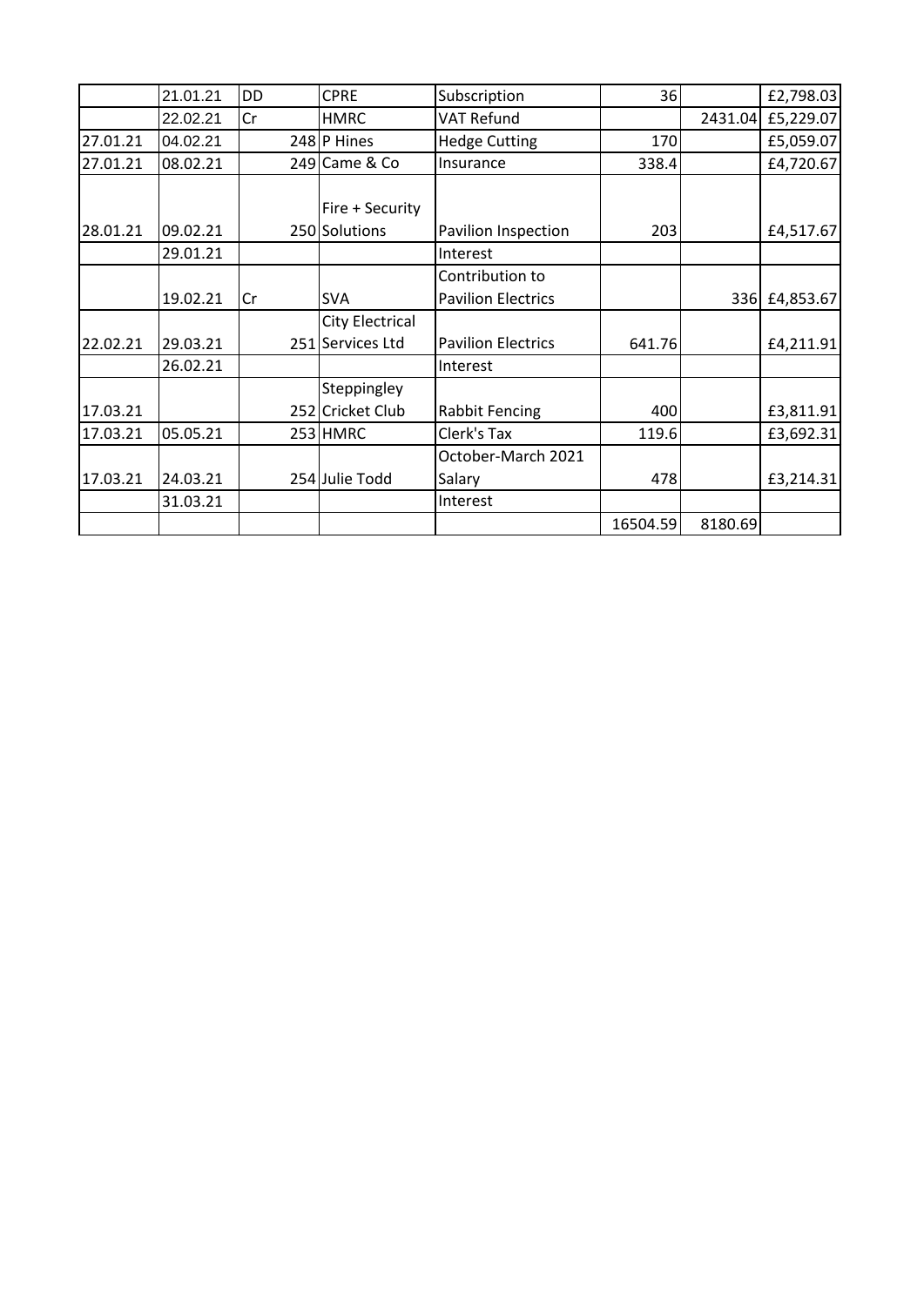| | | | | | | | |
|---|---|---|---|---|---|---|---|
| | 21.01.21 | DD | CPRE | Subscription | 36 | | £2,798.03 |
| | 22.02.21 | Cr | HMRC | VAT Refund | | 2431.04 | £5,229.07 |
| 27.01.21 | 04.02.21 | 248 | P Hines | Hedge Cutting | 170 | | £5,059.07 |
| 27.01.21 | 08.02.21 | 249 | Came & Co | Insurance | 338.4 | | £4,720.67 |
| 28.01.21 | 09.02.21 | 250 | Fire + Security Solutions | Pavilion Inspection | 203 | | £4,517.67 |
| | 29.01.21 | | | Interest | | | |
| | 19.02.21 | Cr | SVA | Contribution to Pavilion Electrics | | 336 | £4,853.67 |
| 22.02.21 | 29.03.21 | 251 | City Electrical Services Ltd | Pavilion Electrics | 641.76 | | £4,211.91 |
| | 26.02.21 | | | Interest | | | |
| 17.03.21 | | 252 | Steppingley Cricket Club | Rabbit Fencing | 400 | | £3,811.91 |
| 17.03.21 | 05.05.21 | 253 | HMRC | Clerk's Tax | 119.6 | | £3,692.31 |
| 17.03.21 | 24.03.21 | 254 | Julie Todd | October-March 2021 Salary | 478 | | £3,214.31 |
| | 31.03.21 | | | Interest | | | |
| | | | | | 16504.59 | 8180.69 | |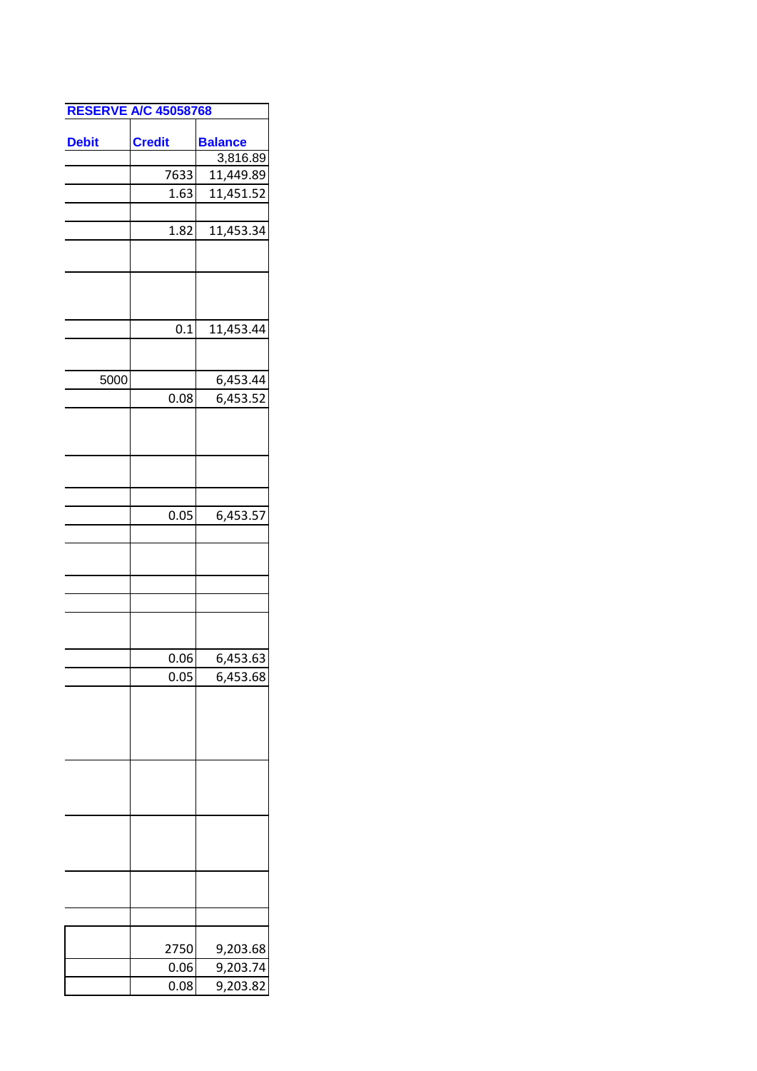**RESERVE A/C 45058768**

| Debit | Credit | Balance |
|---|---|---|
| | | 3,816.89 |
| | 7633 | 11,449.89 |
| | 1.63 | 11,451.52 |
| | | |
| | 1.82 | 11,453.34 |
| | | |
| | | |
| | 0.1 | 11,453.44 |
| | | |
| 5000 | | 6,453.44 |
| | 0.08 | 6,453.52 |
| | | |
| | | |
| | | |
| | 0.05 | 6,453.57 |
| | | |
| | | |
| | | |
| | | |
| | | |
| | 0.06 | 6,453.63 |
| | 0.05 | 6,453.68 |
| | | |
| | | |
| | | |
| | | |
| | | |
| | 2750 | 9,203.68 |
| | 0.06 | 9,203.74 |
| | 0.08 | 9,203.82 |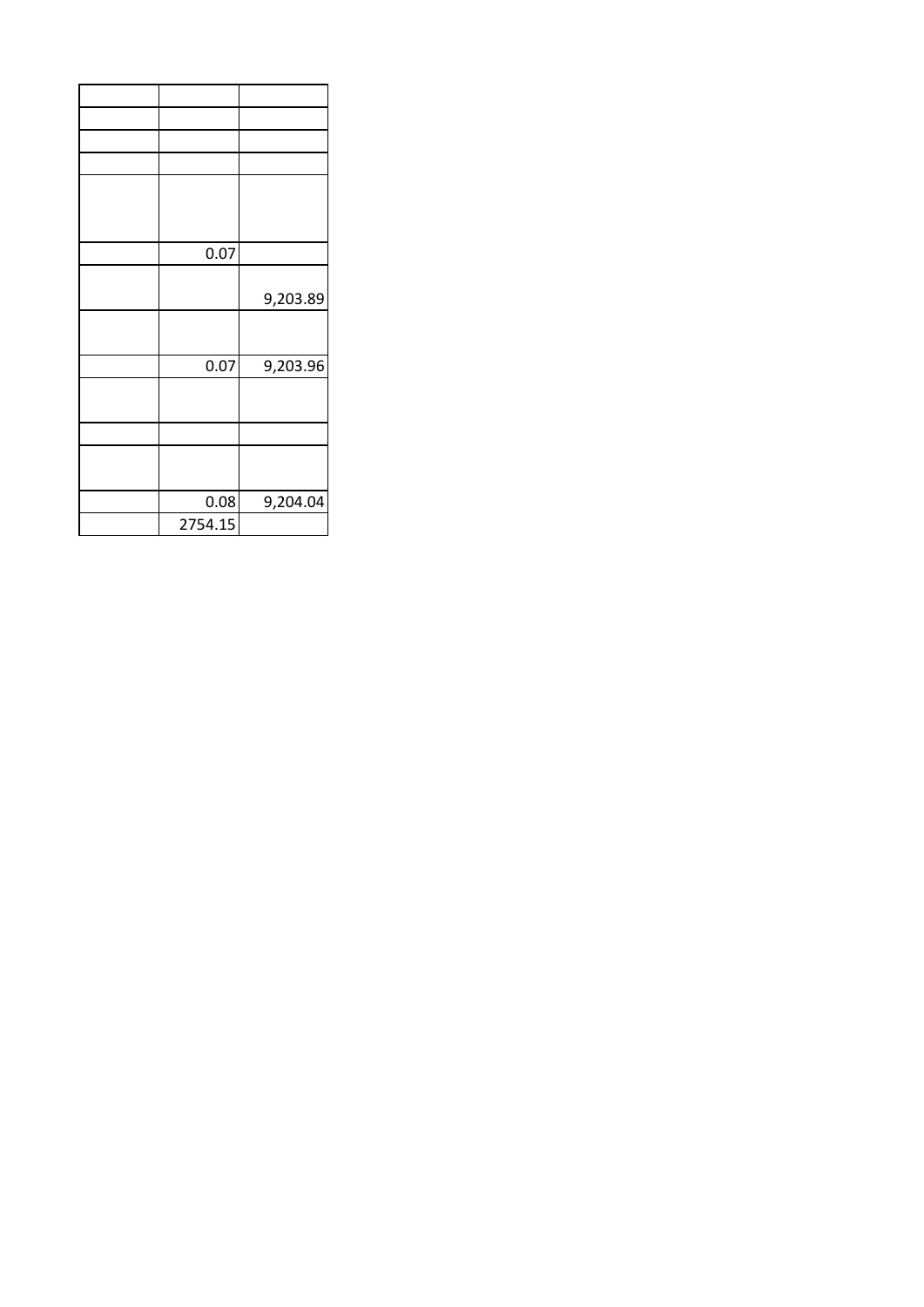| | | |
|---|---|---|
| | | |
| | | |
| | | |
| | | |
| | | |
| | 0.07 | |
| | | 9,203.89 |
| | | |
| | 0.07 | 9,203.96 |
| | | |
| | | |
| | | |
| | 0.08 | 9,204.04 |
| | 2754.15 | |